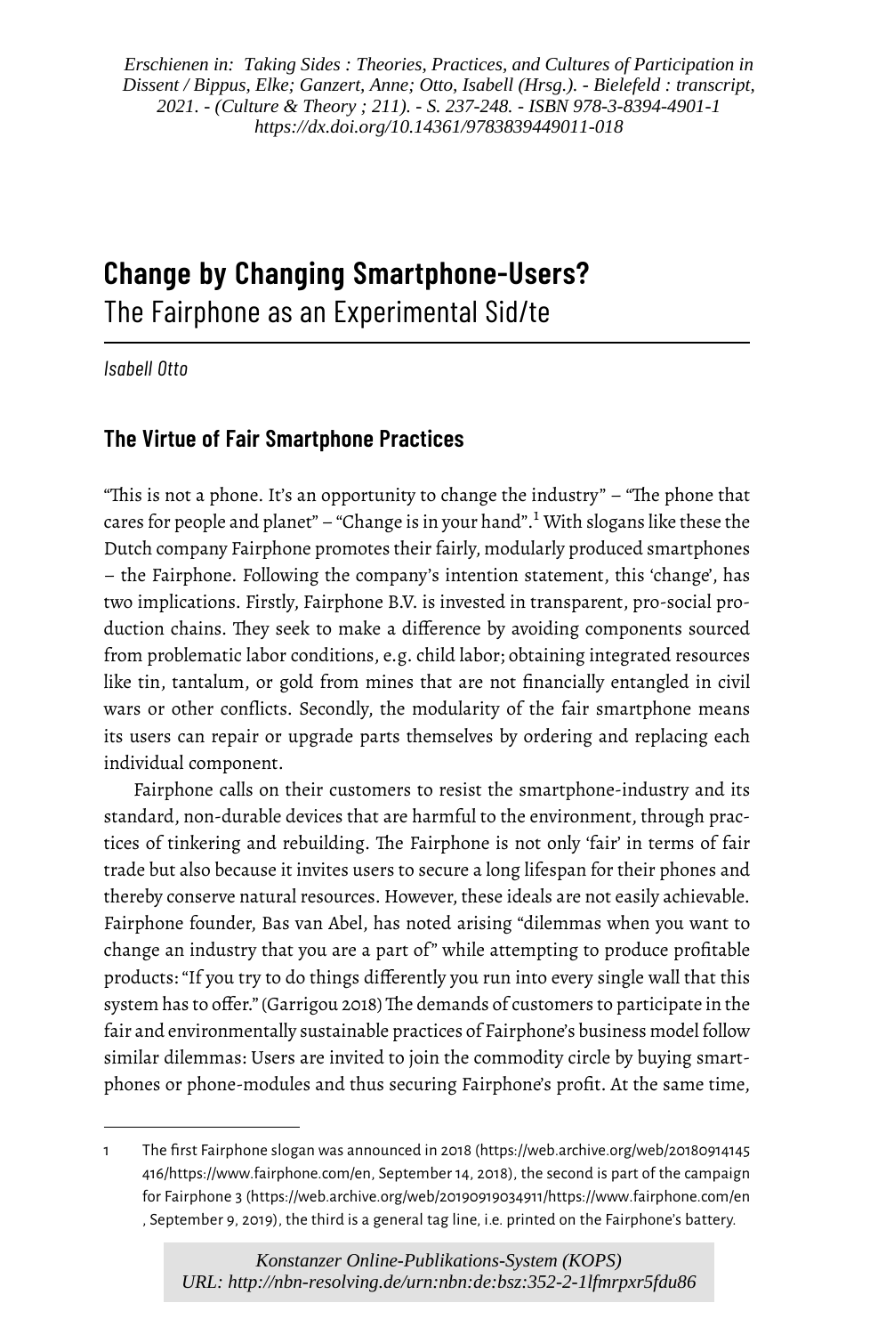*Erschienen in: Taking Sides : Theories, Practices, and Cultures of Participation in Dissent / Bippus, Elke; Ganzert, Anne; Otto, Isabell (Hrsg.). - Bielefeld : transcript, 2021. - (Culture & Theory ; 211). - S. 237-248. - ISBN 978-3-8394-4901-1 https://dx.doi.org/10.14361/9783839449011-018*

# Change by Changing Smartphone-Users?

The Fairphone as an Experimental Sid/te

*Isabell Otto*

## The Virtue of Fair Smartphone Practices

"This is not a phone. It's an opportunity to change the industry" – "The phone that cares for people and planet" – "Change is in your hand".[1] With slogans like these the Dutch company Fairphone promotes their fairly, modularly produced smartphones – the Fairphone. Following the company's intention statement, this 'change', has two implications. Firstly, Fairphone B.V. is invested in transparent, pro-social production chains. They seek to make a difference by avoiding components sourced from problematic labor conditions, e.g. child labor; obtaining integrated resources like tin, tantalum, or gold from mines that are not financially entangled in civil wars or other conflicts. Secondly, the modularity of the fair smartphone means its users can repair or upgrade parts themselves by ordering and replacing each individual component.

Fairphone calls on their customers to resist the smartphone-industry and its standard, non-durable devices that are harmful to the environment, through practices of tinkering and rebuilding. The Fairphone is not only 'fair' in terms of fair trade but also because it invites users to secure a long lifespan for their phones and thereby conserve natural resources. However, these ideals are not easily achievable. Fairphone founder, Bas van Abel, has noted arising "dilemmas when you want to change an industry that you are a part of" while attempting to produce profitable products: "If you try to do things differently you run into every single wall that this system has to offer." (Garrigou 2018) The demands of customers to participate in the fair and environmentally sustainable practices of Fairphone's business model follow similar dilemmas: Users are invited to join the commodity circle by buying smartphones or phone-modules and thus securing Fairphone's profit. At the same time,

1 The first Fairphone slogan was announced in 2018 (https://web.archive.org/web/20180914145416/https://www.fairphone.com/en, September 14, 2018), the second is part of the campaign for Fairphone 3 (https://web.archive.org/web/20190919034911/https://www.fairphone.com/en, September 9, 2019), the third is a general tag line, i.e. printed on the Fairphone's battery.

*Konstanzer Online-Publikations-System (KOPS) URL: http://nbn-resolving.de/urn:nbn:de:bsz:352-2-1lfmrpxr5fdu86*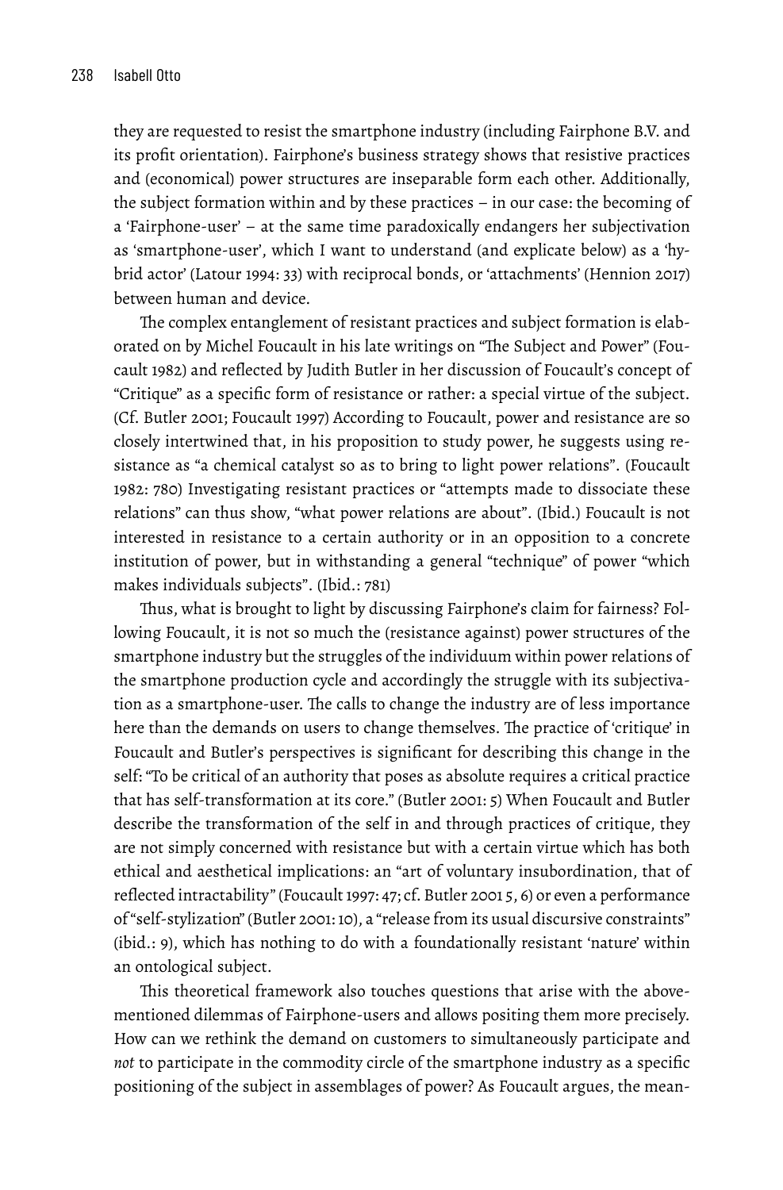they are requested to resist the smartphone industry (including Fairphone B.V. and its profit orientation). Fairphone's business strategy shows that resistive practices and (economical) power structures are inseparable form each other. Additionally, the subject formation within and by these practices – in our case: the becoming of a 'Fairphone-user' – at the same time paradoxically endangers her subjectivation as 'smartphone-user', which I want to understand (and explicate below) as a 'hybrid actor' (Latour 1994: 33) with reciprocal bonds, or 'attachments' (Hennion 2017) between human and device.

The complex entanglement of resistant practices and subject formation is elaborated on by Michel Foucault in his late writings on "The Subject and Power" (Foucault 1982) and reflected by Judith Butler in her discussion of Foucault's concept of "Critique" as a specific form of resistance or rather: a special virtue of the subject. (Cf. Butler 2001; Foucault 1997) According to Foucault, power and resistance are so closely intertwined that, in his proposition to study power, he suggests using resistance as "a chemical catalyst so as to bring to light power relations". (Foucault 1982: 780) Investigating resistant practices or "attempts made to dissociate these relations" can thus show, "what power relations are about". (Ibid.) Foucault is not interested in resistance to a certain authority or in an opposition to a concrete institution of power, but in withstanding a general "technique" of power "which makes individuals subjects". (Ibid.: 781)

Thus, what is brought to light by discussing Fairphone's claim for fairness? Following Foucault, it is not so much the (resistance against) power structures of the smartphone industry but the struggles of the individuum within power relations of the smartphone production cycle and accordingly the struggle with its subjectivation as a smartphone-user. The calls to change the industry are of less importance here than the demands on users to change themselves. The practice of 'critique' in Foucault and Butler's perspectives is significant for describing this change in the self: "To be critical of an authority that poses as absolute requires a critical practice that has self-transformation at its core." (Butler 2001: 5) When Foucault and Butler describe the transformation of the self in and through practices of critique, they are not simply concerned with resistance but with a certain virtue which has both ethical and aesthetical implications: an "art of voluntary insubordination, that of reflected intractability" (Foucault 1997: 47; cf. Butler 2001 5, 6) or even a performance of "self-stylization" (Butler 2001: 10), a "release from its usual discursive constraints" (ibid.: 9), which has nothing to do with a foundationally resistant 'nature' within an ontological subject.

This theoretical framework also touches questions that arise with the above-mentioned dilemmas of Fairphone-users and allows positing them more precisely. How can we rethink the demand on customers to simultaneously participate and *not* to participate in the commodity circle of the smartphone industry as a specific positioning of the subject in assemblages of power? As Foucault argues, the mean-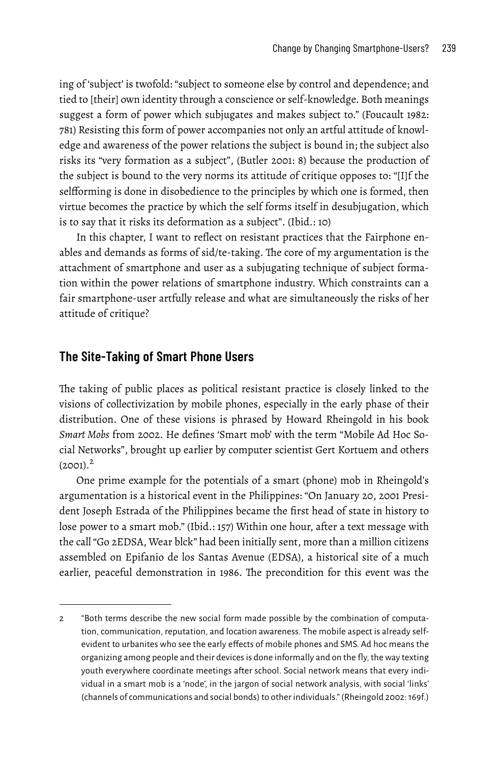ing of 'subject' is twofold: "subject to someone else by control and dependence; and tied to [their] own identity through a conscience or self-knowledge. Both meanings suggest a form of power which subjugates and makes subject to." (Foucault 1982: 781) Resisting this form of power accompanies not only an artful attitude of knowledge and awareness of the power relations the subject is bound in; the subject also risks its "very formation as a subject", (Butler 2001: 8) because the production of the subject is bound to the very norms its attitude of critique opposes to: "[I]f the selfforming is done in disobedience to the principles by which one is formed, then virtue becomes the practice by which the self forms itself in desubjugation, which is to say that it risks its deformation as a subject". (Ibid.: 10)

In this chapter, I want to reflect on resistant practices that the Fairphone enables and demands as forms of sid/te-taking. The core of my argumentation is the attachment of smartphone and user as a subjugating technique of subject formation within the power relations of smartphone industry. Which constraints can a fair smartphone-user artfully release and what are simultaneously the risks of her attitude of critique?

## The Site-Taking of Smart Phone Users

The taking of public places as political resistant practice is closely linked to the visions of collectivization by mobile phones, especially in the early phase of their distribution. One of these visions is phrased by Howard Rheingold in his book *Smart Mobs* from 2002. He defines 'Smart mob' with the term "Mobile Ad Hoc Social Networks", brought up earlier by computer scientist Gert Kortuem and others (2001).[2]

One prime example for the potentials of a smart (phone) mob in Rheingold's argumentation is a historical event in the Philippines: "On January 20, 2001 President Joseph Estrada of the Philippines became the first head of state in history to lose power to a smart mob." (Ibid.: 157) Within one hour, after a text message with the call "Go 2EDSA, Wear blck" had been initially sent, more than a million citizens assembled on Epifanio de los Santas Avenue (EDSA), a historical site of a much earlier, peaceful demonstration in 1986. The precondition for this event was the

---

2 "Both terms describe the new social form made possible by the combination of computation, communication, reputation, and location awareness. The mobile aspect is already self-evident to urbanites who see the early effects of mobile phones and SMS. Ad hoc means the organizing among people and their devices is done informally and on the fly, the way texting youth everywhere coordinate meetings after school. Social network means that every individual in a smart mob is a 'node', in the jargon of social network analysis, with social 'links' (channels of communications and social bonds) to other individuals." (Rheingold 2002: 169f.)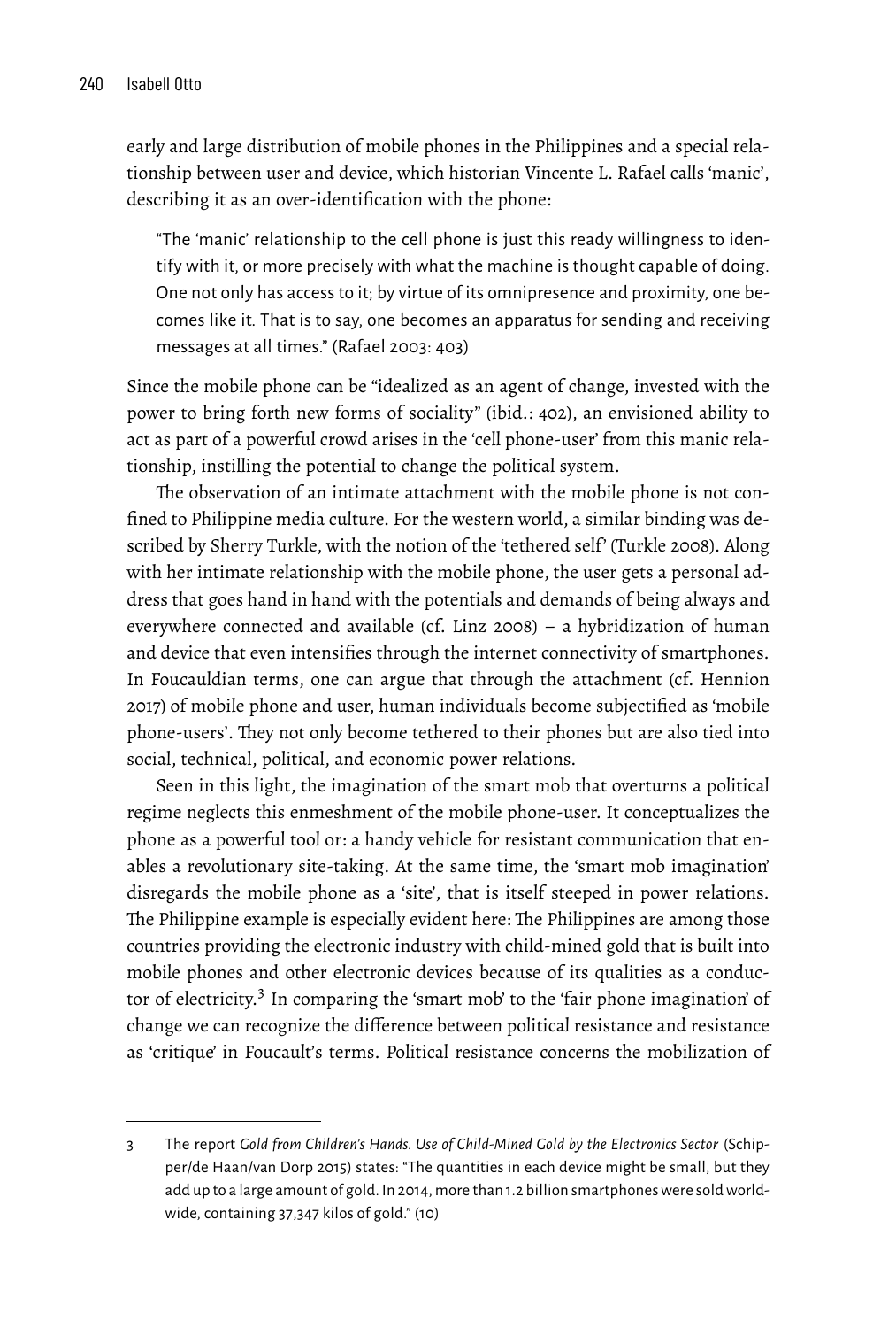early and large distribution of mobile phones in the Philippines and a special relationship between user and device, which historian Vincente L. Rafael calls 'manic', describing it as an over-identification with the phone:

> "The 'manic' relationship to the cell phone is just this ready willingness to identify with it, or more precisely with what the machine is thought capable of doing. One not only has access to it; by virtue of its omnipresence and proximity, one becomes like it. That is to say, one becomes an apparatus for sending and receiving messages at all times." (Rafael 2003: 403)

Since the mobile phone can be "idealized as an agent of change, invested with the power to bring forth new forms of sociality" (ibid.: 402), an envisioned ability to act as part of a powerful crowd arises in the 'cell phone-user' from this manic relationship, instilling the potential to change the political system.

The observation of an intimate attachment with the mobile phone is not confined to Philippine media culture. For the western world, a similar binding was described by Sherry Turkle, with the notion of the 'tethered self' (Turkle 2008). Along with her intimate relationship with the mobile phone, the user gets a personal address that goes hand in hand with the potentials and demands of being always and everywhere connected and available (cf. Linz 2008) – a hybridization of human and device that even intensifies through the internet connectivity of smartphones. In Foucauldian terms, one can argue that through the attachment (cf. Hennion 2017) of mobile phone and user, human individuals become subjectified as 'mobile phone-users'. They not only become tethered to their phones but are also tied into social, technical, political, and economic power relations.

Seen in this light, the imagination of the smart mob that overturns a political regime neglects this enmeshment of the mobile phone-user. It conceptualizes the phone as a powerful tool or: a handy vehicle for resistant communication that enables a revolutionary site-taking. At the same time, the 'smart mob imagination' disregards the mobile phone as a 'site', that is itself steeped in power relations. The Philippine example is especially evident here: The Philippines are among those countries providing the electronic industry with child-mined gold that is built into mobile phones and other electronic devices because of its qualities as a conductor of electricity.[3] In comparing the 'smart mob' to the 'fair phone imagination' of change we can recognize the difference between political resistance and resistance as 'critique' in Foucault's terms. Political resistance concerns the mobilization of

---

3 The report *Gold from Children's Hands. Use of Child-Mined Gold by the Electronics Sector* (Schipper/de Haan/van Dorp 2015) states: "The quantities in each device might be small, but they add up to a large amount of gold. In 2014, more than 1.2 billion smartphones were sold worldwide, containing 37,347 kilos of gold." (10)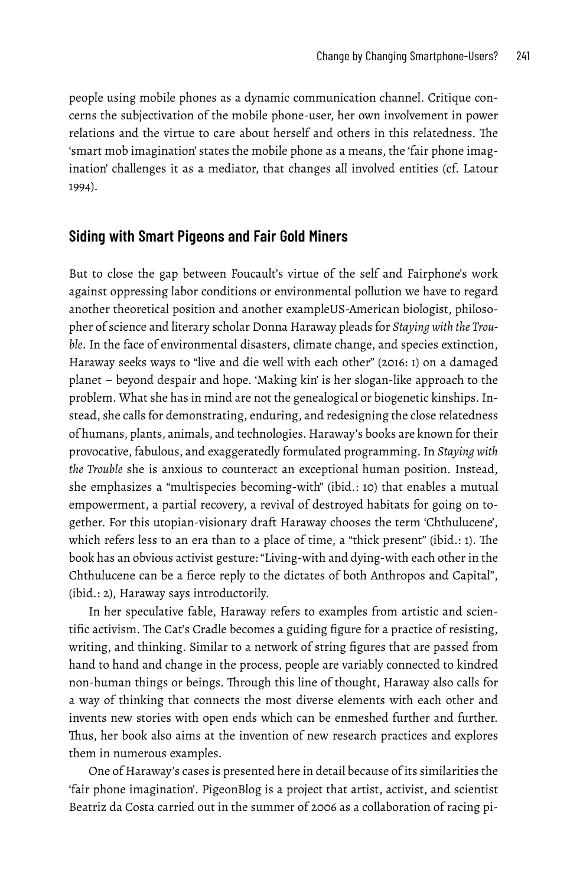people using mobile phones as a dynamic communication channel. Critique concerns the subjectivation of the mobile phone-user, her own involvement in power relations and the virtue to care about herself and others in this relatedness. The 'smart mob imagination' states the mobile phone as a means, the 'fair phone imagination' challenges it as a mediator, that changes all involved entities (cf. Latour 1994).

## Siding with Smart Pigeons and Fair Gold Miners

But to close the gap between Foucault's virtue of the self and Fairphone's work against oppressing labor conditions or environmental pollution we have to regard another theoretical position and another exampleUS-American biologist, philosopher of science and literary scholar Donna Haraway pleads for *Staying with the Trouble*. In the face of environmental disasters, climate change, and species extinction, Haraway seeks ways to "live and die well with each other" (2016: 1) on a damaged planet – beyond despair and hope. 'Making kin' is her slogan-like approach to the problem. What she has in mind are not the genealogical or biogenetic kinships. Instead, she calls for demonstrating, enduring, and redesigning the close relatedness of humans, plants, animals, and technologies. Haraway's books are known for their provocative, fabulous, and exaggeratedly formulated programming. In *Staying with the Trouble* she is anxious to counteract an exceptional human position. Instead, she emphasizes a "multispecies becoming-with" (ibid.: 10) that enables a mutual empowerment, a partial recovery, a revival of destroyed habitats for going on together. For this utopian-visionary draft Haraway chooses the term 'Chthulucene', which refers less to an era than to a place of time, a "thick present" (ibid.: 1). The book has an obvious activist gesture: "Living-with and dying-with each other in the Chthulucene can be a fierce reply to the dictates of both Anthropos and Capital", (ibid.: 2), Haraway says introductorily.

In her speculative fable, Haraway refers to examples from artistic and scientific activism. The Cat's Cradle becomes a guiding figure for a practice of resisting, writing, and thinking. Similar to a network of string figures that are passed from hand to hand and change in the process, people are variably connected to kindred non-human things or beings. Through this line of thought, Haraway also calls for a way of thinking that connects the most diverse elements with each other and invents new stories with open ends which can be enmeshed further and further. Thus, her book also aims at the invention of new research practices and explores them in numerous examples.

One of Haraway's cases is presented here in detail because of its similarities the 'fair phone imagination'. PigeonBlog is a project that artist, activist, and scientist Beatriz da Costa carried out in the summer of 2006 as a collaboration of racing pi-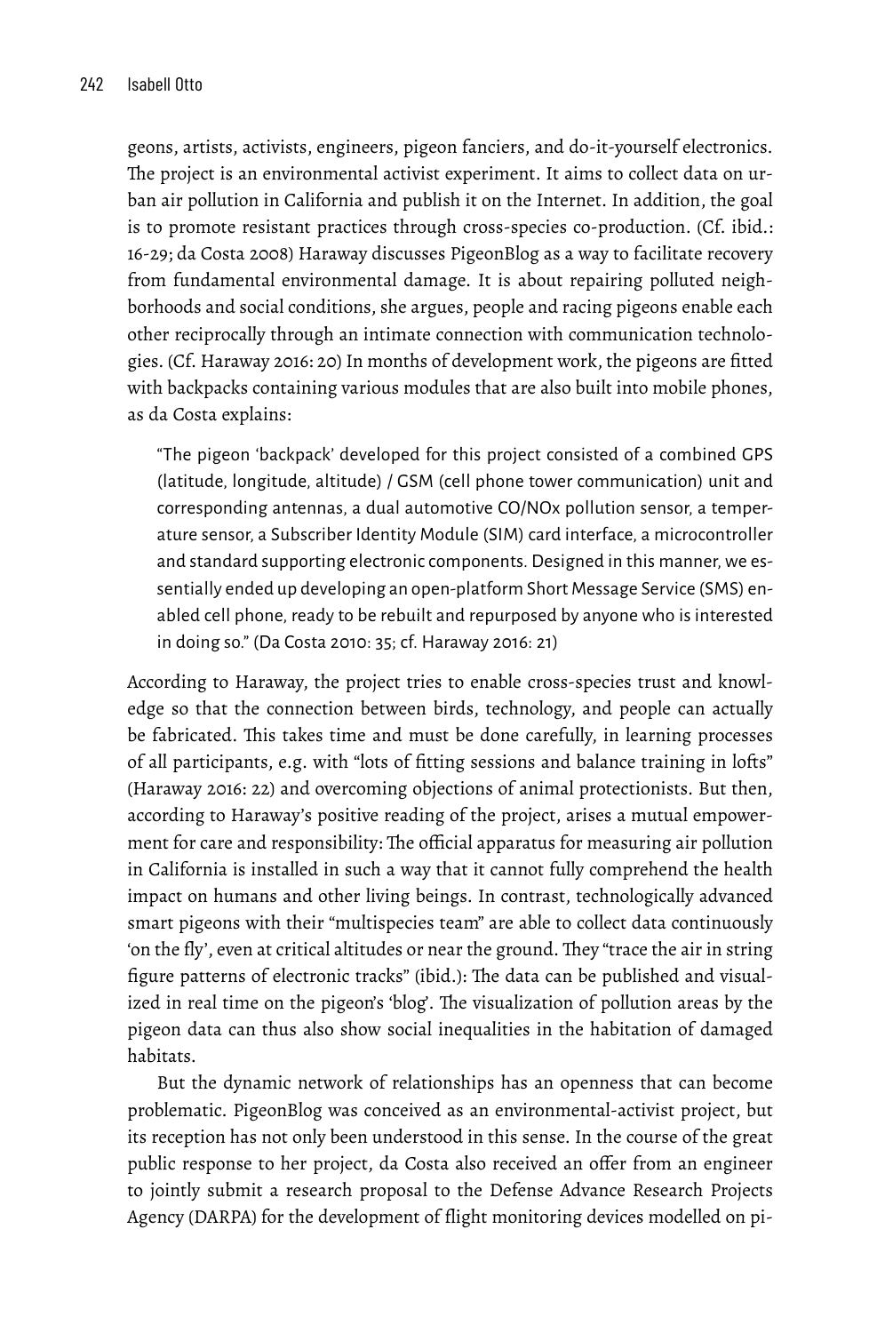geons, artists, activists, engineers, pigeon fanciers, and do-it-yourself electronics. The project is an environmental activist experiment. It aims to collect data on urban air pollution in California and publish it on the Internet. In addition, the goal is to promote resistant practices through cross-species co-production. (Cf. ibid.: 16-29; da Costa 2008) Haraway discusses PigeonBlog as a way to facilitate recovery from fundamental environmental damage. It is about repairing polluted neighborhoods and social conditions, she argues, people and racing pigeons enable each other reciprocally through an intimate connection with communication technologies. (Cf. Haraway 2016: 20) In months of development work, the pigeons are fitted with backpacks containing various modules that are also built into mobile phones, as da Costa explains:

> "The pigeon 'backpack' developed for this project consisted of a combined GPS (latitude, longitude, altitude) / GSM (cell phone tower communication) unit and corresponding antennas, a dual automotive CO/NOx pollution sensor, a temperature sensor, a Subscriber Identity Module (SIM) card interface, a microcontroller and standard supporting electronic components. Designed in this manner, we essentially ended up developing an open-platform Short Message Service (SMS) enabled cell phone, ready to be rebuilt and repurposed by anyone who is interested in doing so." (Da Costa 2010: 35; cf. Haraway 2016: 21)

According to Haraway, the project tries to enable cross-species trust and knowledge so that the connection between birds, technology, and people can actually be fabricated. This takes time and must be done carefully, in learning processes of all participants, e.g. with "lots of fitting sessions and balance training in lofts" (Haraway 2016: 22) and overcoming objections of animal protectionists. But then, according to Haraway's positive reading of the project, arises a mutual empowerment for care and responsibility: The official apparatus for measuring air pollution in California is installed in such a way that it cannot fully comprehend the health impact on humans and other living beings. In contrast, technologically advanced smart pigeons with their "multispecies team" are able to collect data continuously 'on the fly', even at critical altitudes or near the ground. They "trace the air in string figure patterns of electronic tracks" (ibid.): The data can be published and visualized in real time on the pigeon's 'blog'. The visualization of pollution areas by the pigeon data can thus also show social inequalities in the habitation of damaged habitats.

But the dynamic network of relationships has an openness that can become problematic. PigeonBlog was conceived as an environmental-activist project, but its reception has not only been understood in this sense. In the course of the great public response to her project, da Costa also received an offer from an engineer to jointly submit a research proposal to the Defense Advance Research Projects Agency (DARPA) for the development of flight monitoring devices modelled on pi-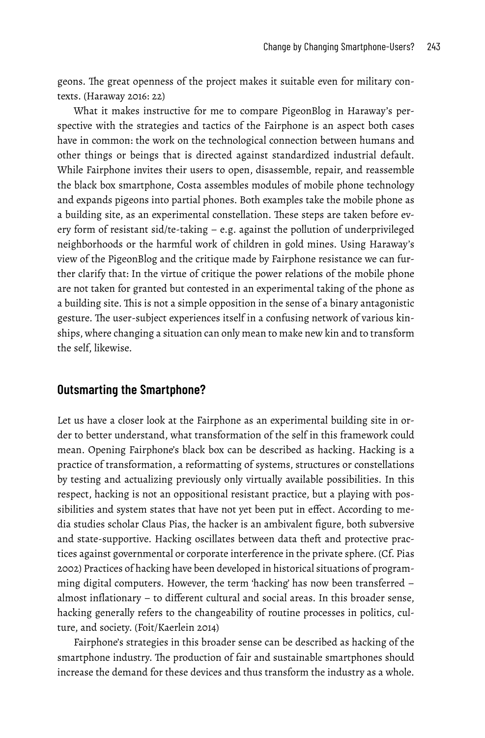geons. The great openness of the project makes it suitable even for military contexts. (Haraway 2016: 22)

What it makes instructive for me to compare PigeonBlog in Haraway's perspective with the strategies and tactics of the Fairphone is an aspect both cases have in common: the work on the technological connection between humans and other things or beings that is directed against standardized industrial default. While Fairphone invites their users to open, disassemble, repair, and reassemble the black box smartphone, Costa assembles modules of mobile phone technology and expands pigeons into partial phones. Both examples take the mobile phone as a building site, as an experimental constellation. These steps are taken before every form of resistant sid/te-taking – e.g. against the pollution of underprivileged neighborhoods or the harmful work of children in gold mines. Using Haraway's view of the PigeonBlog and the critique made by Fairphone resistance we can further clarify that: In the virtue of critique the power relations of the mobile phone are not taken for granted but contested in an experimental taking of the phone as a building site. This is not a simple opposition in the sense of a binary antagonistic gesture. The user-subject experiences itself in a confusing network of various kinships, where changing a situation can only mean to make new kin and to transform the self, likewise.

## Outsmarting the Smartphone?

Let us have a closer look at the Fairphone as an experimental building site in order to better understand, what transformation of the self in this framework could mean. Opening Fairphone's black box can be described as hacking. Hacking is a practice of transformation, a reformatting of systems, structures or constellations by testing and actualizing previously only virtually available possibilities. In this respect, hacking is not an oppositional resistant practice, but a playing with possibilities and system states that have not yet been put in effect. According to media studies scholar Claus Pias, the hacker is an ambivalent figure, both subversive and state-supportive. Hacking oscillates between data theft and protective practices against governmental or corporate interference in the private sphere. (Cf. Pias 2002) Practices of hacking have been developed in historical situations of programming digital computers. However, the term 'hacking' has now been transferred – almost inflationary – to different cultural and social areas. In this broader sense, hacking generally refers to the changeability of routine processes in politics, culture, and society. (Foit/Kaerlein 2014)

Fairphone's strategies in this broader sense can be described as hacking of the smartphone industry. The production of fair and sustainable smartphones should increase the demand for these devices and thus transform the industry as a whole.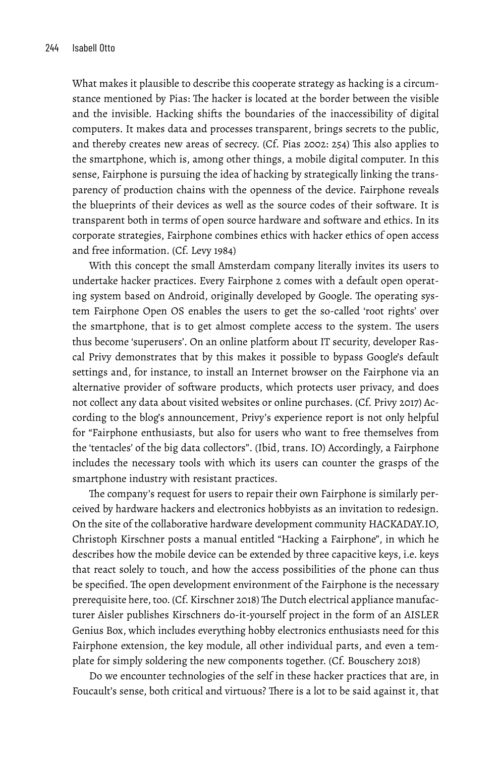What makes it plausible to describe this cooperate strategy as hacking is a circumstance mentioned by Pias: The hacker is located at the border between the visible and the invisible. Hacking shifts the boundaries of the inaccessibility of digital computers. It makes data and processes transparent, brings secrets to the public, and thereby creates new areas of secrecy. (Cf. Pias 2002: 254) This also applies to the smartphone, which is, among other things, a mobile digital computer. In this sense, Fairphone is pursuing the idea of hacking by strategically linking the transparency of production chains with the openness of the device. Fairphone reveals the blueprints of their devices as well as the source codes of their software. It is transparent both in terms of open source hardware and software and ethics. In its corporate strategies, Fairphone combines ethics with hacker ethics of open access and free information. (Cf. Levy 1984)

With this concept the small Amsterdam company literally invites its users to undertake hacker practices. Every Fairphone 2 comes with a default open operating system based on Android, originally developed by Google. The operating system Fairphone Open OS enables the users to get the so-called 'root rights' over the smartphone, that is to get almost complete access to the system. The users thus become 'superusers'. On an online platform about IT security, developer Rascal Privy demonstrates that by this makes it possible to bypass Google's default settings and, for instance, to install an Internet browser on the Fairphone via an alternative provider of software products, which protects user privacy, and does not collect any data about visited websites or online purchases. (Cf. Privy 2017) According to the blog's announcement, Privy's experience report is not only helpful for "Fairphone enthusiasts, but also for users who want to free themselves from the 'tentacles' of the big data collectors". (Ibid, trans. IO) Accordingly, a Fairphone includes the necessary tools with which its users can counter the grasps of the smartphone industry with resistant practices.

The company's request for users to repair their own Fairphone is similarly perceived by hardware hackers and electronics hobbyists as an invitation to redesign. On the site of the collaborative hardware development community HACKADAY.IO, Christoph Kirschner posts a manual entitled "Hacking a Fairphone", in which he describes how the mobile device can be extended by three capacitive keys, i.e. keys that react solely to touch, and how the access possibilities of the phone can thus be specified. The open development environment of the Fairphone is the necessary prerequisite here, too. (Cf. Kirschner 2018) The Dutch electrical appliance manufacturer Aisler publishes Kirschners do-it-yourself project in the form of an AISLER Genius Box, which includes everything hobby electronics enthusiasts need for this Fairphone extension, the key module, all other individual parts, and even a template for simply soldering the new components together. (Cf. Bouschery 2018)

Do we encounter technologies of the self in these hacker practices that are, in Foucault's sense, both critical and virtuous? There is a lot to be said against it, that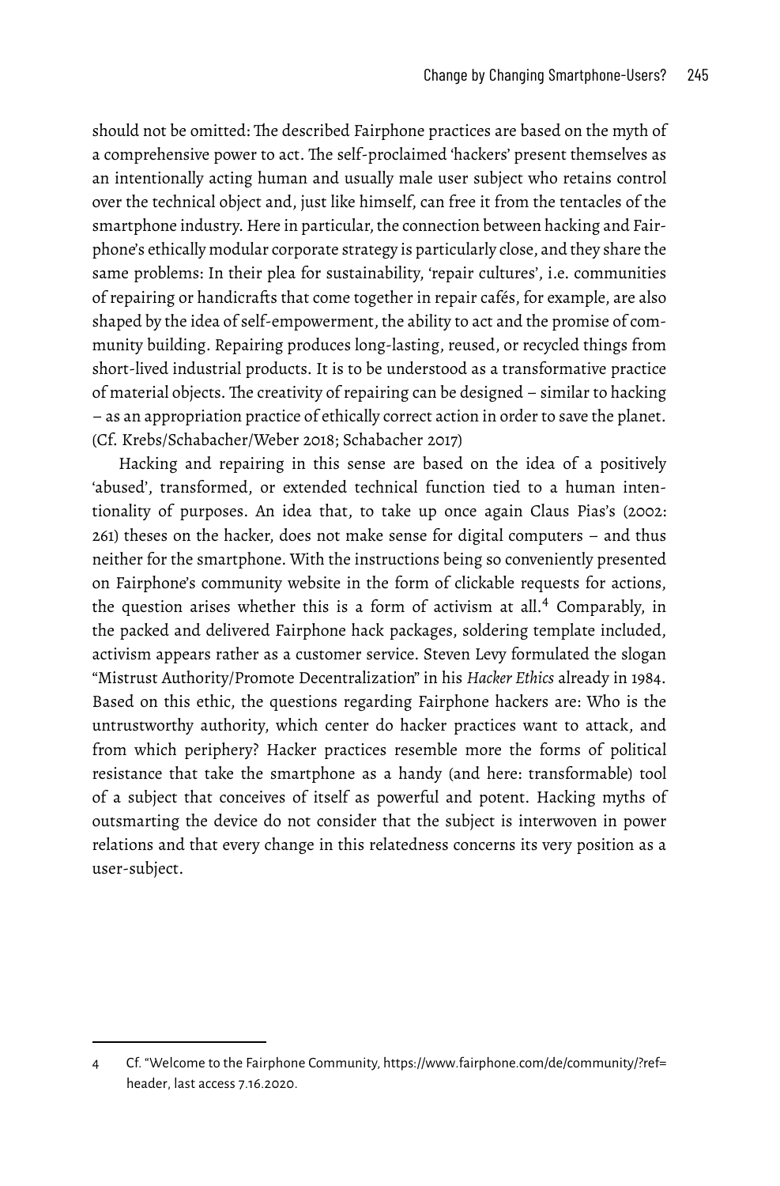should not be omitted: The described Fairphone practices are based on the myth of a comprehensive power to act. The self-proclaimed 'hackers' present themselves as an intentionally acting human and usually male user subject who retains control over the technical object and, just like himself, can free it from the tentacles of the smartphone industry. Here in particular, the connection between hacking and Fairphone's ethically modular corporate strategy is particularly close, and they share the same problems: In their plea for sustainability, 'repair cultures', i.e. communities of repairing or handicrafts that come together in repair cafés, for example, are also shaped by the idea of self-empowerment, the ability to act and the promise of community building. Repairing produces long-lasting, reused, or recycled things from short-lived industrial products. It is to be understood as a transformative practice of material objects. The creativity of repairing can be designed – similar to hacking – as an appropriation practice of ethically correct action in order to save the planet. (Cf. Krebs/Schabacher/Weber 2018; Schabacher 2017)

Hacking and repairing in this sense are based on the idea of a positively 'abused', transformed, or extended technical function tied to a human intentionality of purposes. An idea that, to take up once again Claus Pias's (2002: 261) theses on the hacker, does not make sense for digital computers – and thus neither for the smartphone. With the instructions being so conveniently presented on Fairphone's community website in the form of clickable requests for actions, the question arises whether this is a form of activism at all.[4] Comparably, in the packed and delivered Fairphone hack packages, soldering template included, activism appears rather as a customer service. Steven Levy formulated the slogan "Mistrust Authority/Promote Decentralization" in his *Hacker Ethics* already in 1984. Based on this ethic, the questions regarding Fairphone hackers are: Who is the untrustworthy authority, which center do hacker practices want to attack, and from which periphery? Hacker practices resemble more the forms of political resistance that take the smartphone as a handy (and here: transformable) tool of a subject that conceives of itself as powerful and potent. Hacking myths of outsmarting the device do not consider that the subject is interwoven in power relations and that every change in this relatedness concerns its very position as a user-subject.

---

4 Cf. "Welcome to the Fairphone Community, https://www.fairphone.com/de/community/?ref=header, last access 7.16.2020.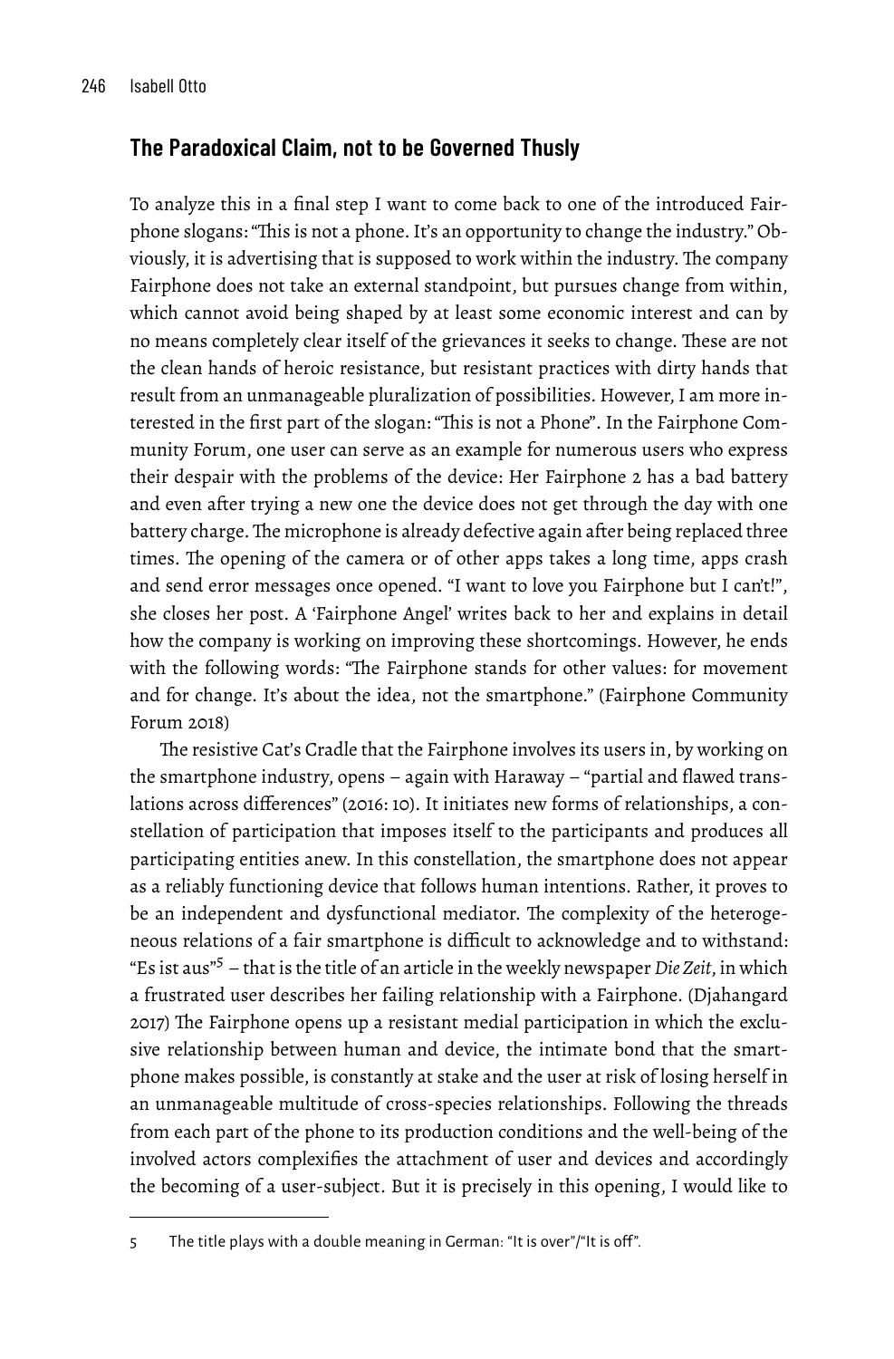## The Paradoxical Claim, not to be Governed Thusly

To analyze this in a final step I want to come back to one of the introduced Fairphone slogans: "This is not a phone. It's an opportunity to change the industry." Obviously, it is advertising that is supposed to work within the industry. The company Fairphone does not take an external standpoint, but pursues change from within, which cannot avoid being shaped by at least some economic interest and can by no means completely clear itself of the grievances it seeks to change. These are not the clean hands of heroic resistance, but resistant practices with dirty hands that result from an unmanageable pluralization of possibilities. However, I am more interested in the first part of the slogan: "This is not a Phone". In the Fairphone Community Forum, one user can serve as an example for numerous users who express their despair with the problems of the device: Her Fairphone 2 has a bad battery and even after trying a new one the device does not get through the day with one battery charge. The microphone is already defective again after being replaced three times. The opening of the camera or of other apps takes a long time, apps crash and send error messages once opened. "I want to love you Fairphone but I can't!", she closes her post. A 'Fairphone Angel' writes back to her and explains in detail how the company is working on improving these shortcomings. However, he ends with the following words: "The Fairphone stands for other values: for movement and for change. It's about the idea, not the smartphone." (Fairphone Community Forum 2018)

The resistive Cat's Cradle that the Fairphone involves its users in, by working on the smartphone industry, opens – again with Haraway – "partial and flawed translations across differences" (2016: 10). It initiates new forms of relationships, a constellation of participation that imposes itself to the participants and produces all participating entities anew. In this constellation, the smartphone does not appear as a reliably functioning device that follows human intentions. Rather, it proves to be an independent and dysfunctional mediator. The complexity of the heterogeneous relations of a fair smartphone is difficult to acknowledge and to withstand: "Es ist aus"[5] – that is the title of an article in the weekly newspaper *Die Zeit*, in which a frustrated user describes her failing relationship with a Fairphone. (Djahangard 2017) The Fairphone opens up a resistant medial participation in which the exclusive relationship between human and device, the intimate bond that the smartphone makes possible, is constantly at stake and the user at risk of losing herself in an unmanageable multitude of cross-species relationships. Following the threads from each part of the phone to its production conditions and the well-being of the involved actors complexifies the attachment of user and devices and accordingly the becoming of a user-subject. But it is precisely in this opening, I would like to

---

5 The title plays with a double meaning in German: "It is over"/"It is off".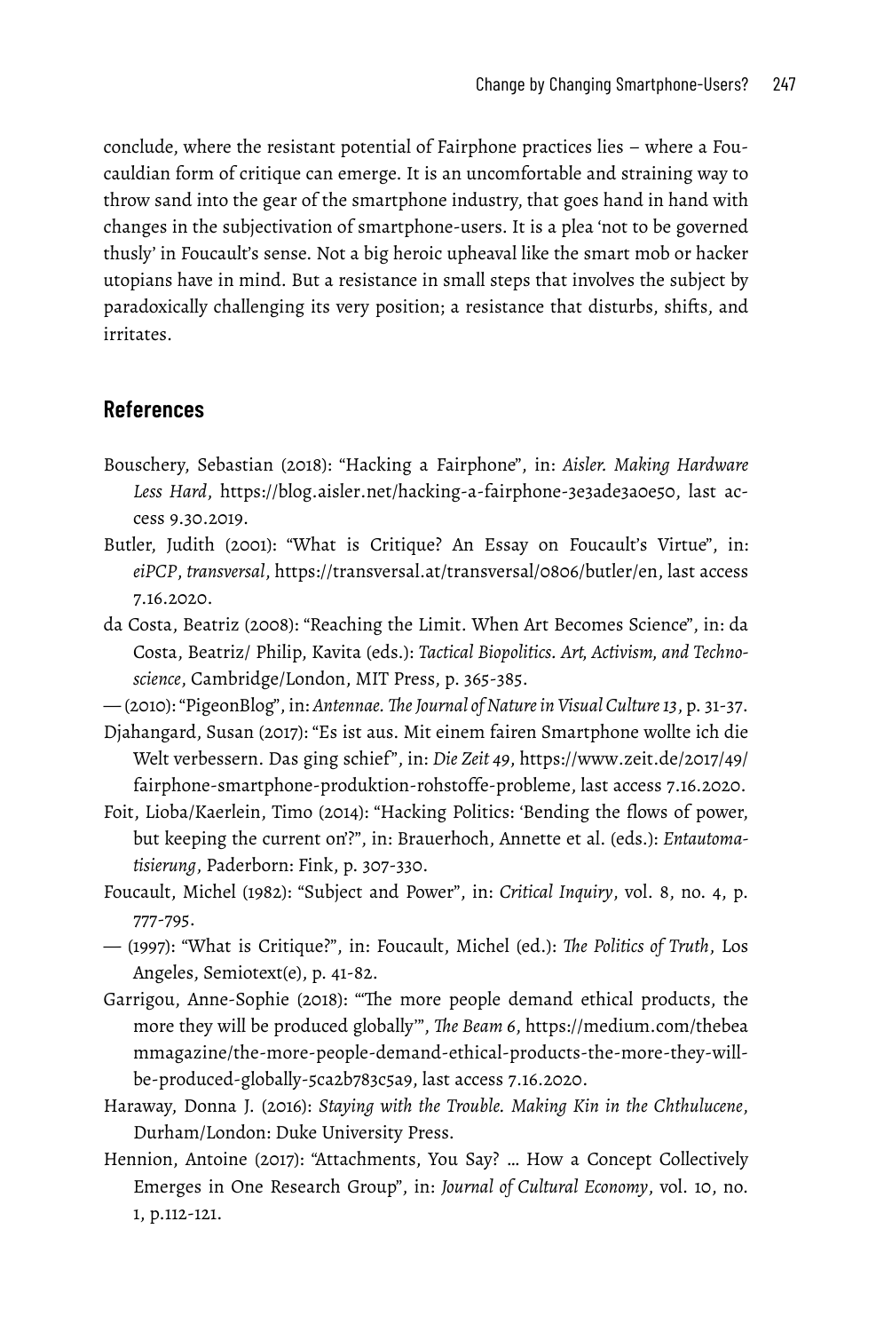conclude, where the resistant potential of Fairphone practices lies – where a Foucauldian form of critique can emerge. It is an uncomfortable and straining way to throw sand into the gear of the smartphone industry, that goes hand in hand with changes in the subjectivation of smartphone-users. It is a plea 'not to be governed thusly' in Foucault's sense. Not a big heroic upheaval like the smart mob or hacker utopians have in mind. But a resistance in small steps that involves the subject by paradoxically challenging its very position; a resistance that disturbs, shifts, and irritates.

## References

Bouschery, Sebastian (2018): "Hacking a Fairphone", in: *Aisler. Making Hardware Less Hard*, https://blog.aisler.net/hacking-a-fairphone-3e3ade3a0e50, last access 9.30.2019.

Butler, Judith (2001): "What is Critique? An Essay on Foucault's Virtue", in: *eiPCP*, *transversal*, https://transversal.at/transversal/0806/butler/en, last access 7.16.2020.

da Costa, Beatriz (2008): "Reaching the Limit. When Art Becomes Science", in: da Costa, Beatriz/ Philip, Kavita (eds.): *Tactical Biopolitics. Art, Activism, and Technoscience*, Cambridge/London, MIT Press, p. 365-385.

— (2010): "PigeonBlog", in: *Antennae. The Journal of Nature in Visual Culture 13*, p. 31-37.

Djahangard, Susan (2017): "Es ist aus. Mit einem fairen Smartphone wollte ich die Welt verbessern. Das ging schief", in: *Die Zeit* 49, https://www.zeit.de/2017/49/fairphone-smartphone-produktion-rohstoffe-probleme, last access 7.16.2020.

Foit, Lioba/Kaerlein, Timo (2014): "Hacking Politics: 'Bending the flows of power, but keeping the current on'?", in: Brauerhoch, Annette et al. (eds.): *Entautomatisierung*, Paderborn: Fink, p. 307-330.

Foucault, Michel (1982): "Subject and Power", in: *Critical Inquiry*, vol. 8, no. 4, p. 777-795.

— (1997): "What is Critique?", in: Foucault, Michel (ed.): *The Politics of Truth*, Los Angeles, Semiotext(e), p. 41-82.

Garrigou, Anne-Sophie (2018): "'The more people demand ethical products, the more they will be produced globally'", *The Beam 6*, https://medium.com/thebeammagazine/the-more-people-demand-ethical-products-the-more-they-will-be-produced-globally-5ca2b783c5a9, last access 7.16.2020.

Haraway, Donna J. (2016): *Staying with the Trouble. Making Kin in the Chthulucene*, Durham/London: Duke University Press.

Hennion, Antoine (2017): "Attachments, You Say? … How a Concept Collectively Emerges in One Research Group", in: *Journal of Cultural Economy*, vol. 10, no. 1, p.112-121.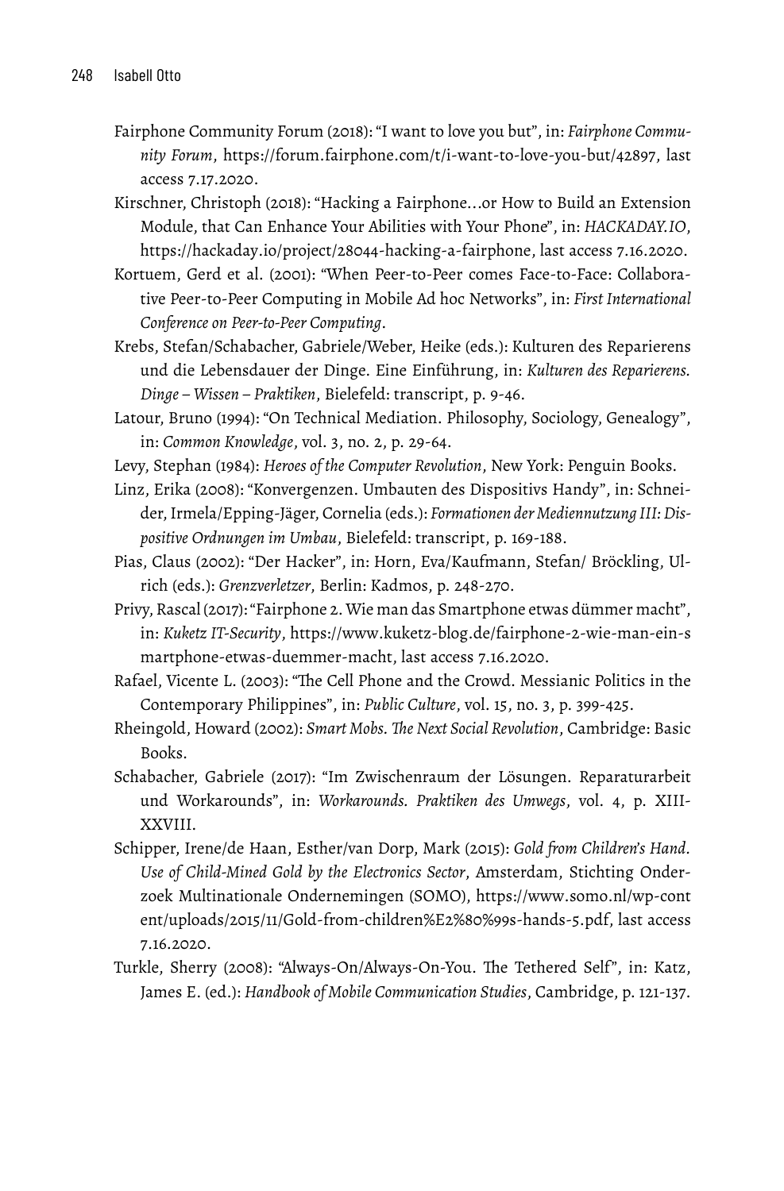Fairphone Community Forum (2018): "I want to love you but", in: *Fairphone Community Forum*, https://forum.fairphone.com/t/i-want-to-love-you-but/42897, last access 7.17.2020.

Kirschner, Christoph (2018): "Hacking a Fairphone…or How to Build an Extension Module, that Can Enhance Your Abilities with Your Phone", in: *HACKADAY.IO*, https://hackaday.io/project/28044-hacking-a-fairphone, last access 7.16.2020.

Kortuem, Gerd et al. (2001): "When Peer-to-Peer comes Face-to-Face: Collaborative Peer-to-Peer Computing in Mobile Ad hoc Networks", in: *First International Conference on Peer-to-Peer Computing*.

Krebs, Stefan/Schabacher, Gabriele/Weber, Heike (eds.): Kulturen des Reparierens und die Lebensdauer der Dinge. Eine Einführung, in: *Kulturen des Reparierens. Dinge – Wissen – Praktiken*, Bielefeld: transcript, p. 9-46.

Latour, Bruno (1994): "On Technical Mediation. Philosophy, Sociology, Genealogy", in: *Common Knowledge*, vol. 3, no. 2, p. 29-64.

Levy, Stephan (1984): *Heroes of the Computer Revolution*, New York: Penguin Books.

Linz, Erika (2008): "Konvergenzen. Umbauten des Dispositivs Handy", in: Schneider, Irmela/Epping-Jäger, Cornelia (eds.): *Formationen der Mediennutzung III: Dispositive Ordnungen im Umbau*, Bielefeld: transcript, p. 169-188.

Pias, Claus (2002): "Der Hacker", in: Horn, Eva/Kaufmann, Stefan/ Bröckling, Ulrich (eds.): *Grenzverletzer*, Berlin: Kadmos, p. 248-270.

Privy, Rascal (2017): "Fairphone 2. Wie man das Smartphone etwas dümmer macht", in: *Kuketz IT-Security*, https://www.kuketz-blog.de/fairphone-2-wie-man-ein-smartphone-etwas-duemmer-macht, last access 7.16.2020.

Rafael, Vicente L. (2003): "The Cell Phone and the Crowd. Messianic Politics in the Contemporary Philippines", in: *Public Culture*, vol. 15, no. 3, p. 399-425.

Rheingold, Howard (2002): *Smart Mobs. The Next Social Revolution*, Cambridge: Basic Books.

Schabacher, Gabriele (2017): "Im Zwischenraum der Lösungen. Reparaturarbeit und Workarounds", in: *Workarounds. Praktiken des Umwegs*, vol. 4, p. XIII-XXVIII.

Schipper, Irene/de Haan, Esther/van Dorp, Mark (2015): *Gold from Children's Hand. Use of Child-Mined Gold by the Electronics Sector*, Amsterdam, Stichting Onderzoek Multinationale Ondernemingen (SOMO), https://www.somo.nl/wp-content/uploads/2015/11/Gold-from-children%E2%80%99s-hands-5.pdf, last access 7.16.2020.

Turkle, Sherry (2008): "Always-On/Always-On-You. The Tethered Self", in: Katz, James E. (ed.): *Handbook of Mobile Communication Studies*, Cambridge, p. 121-137.